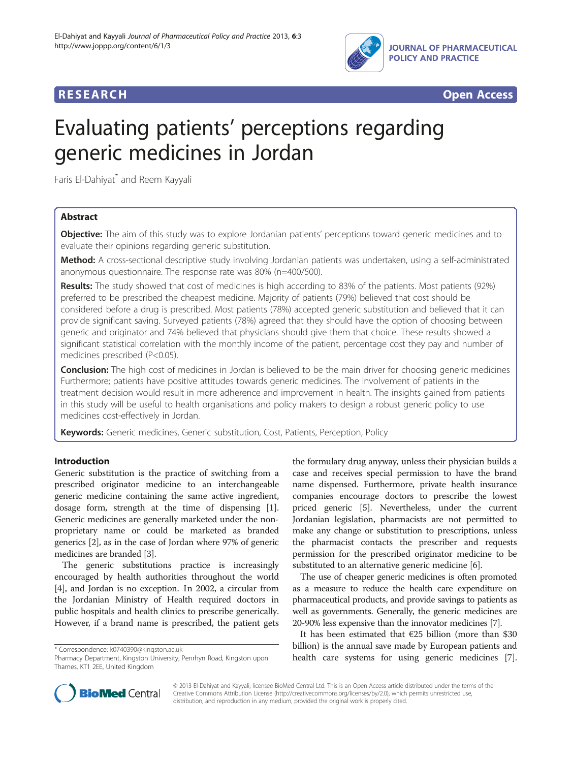**RESEARCH** **Open Access**

# Evaluating patients' perceptions regarding generic medicines in Jordan

Faris El-Dahiyat* and Reem Kayyali

## Abstract

**Objective:** The aim of this study was to explore Jordanian patients' perceptions toward generic medicines and to evaluate their opinions regarding generic substitution.

**Method:** A cross-sectional descriptive study involving Jordanian patients was undertaken, using a self-administrated anonymous questionnaire. The response rate was 80% (n=400/500).

**Results:** The study showed that cost of medicines is high according to 83% of the patients. Most patients (92%) preferred to be prescribed the cheapest medicine. Majority of patients (79%) believed that cost should be considered before a drug is prescribed. Most patients (78%) accepted generic substitution and believed that it can provide significant saving. Surveyed patients (78%) agreed that they should have the option of choosing between generic and originator and 74% believed that physicians should give them that choice. These results showed a significant statistical correlation with the monthly income of the patient, percentage cost they pay and number of medicines prescribed ($P<0.05$).

**Conclusion:** The high cost of medicines in Jordan is believed to be the main driver for choosing generic medicines Furthermore; patients have positive attitudes towards generic medicines. The involvement of patients in the treatment decision would result in more adherence and improvement in health. The insights gained from patients in this study will be useful to health organisations and policy makers to design a robust generic policy to use medicines cost-effectively in Jordan.

**Keywords:** Generic medicines, Generic substitution, Cost, Patients, Perception, Policy

## Introduction

Generic substitution is the practice of switching from a prescribed originator medicine to an interchangeable generic medicine containing the same active ingredient, dosage form, strength at the time of dispensing [1]. Generic medicines are generally marketed under the non-proprietary name or could be marketed as branded generics [2], as in the case of Jordan where 97% of generic medicines are branded [3].

The generic substitutions practice is increasingly encouraged by health authorities throughout the world [4], and Jordan is no exception. In 2002, a circular from the Jordanian Ministry of Health required doctors in public hospitals and health clinics to prescribe generically. However, if a brand name is prescribed, the patient gets the formulary drug anyway, unless their physician builds a case and receives special permission to have the brand name dispensed. Furthermore, private health insurance companies encourage doctors to prescribe the lowest priced generic [5]. Nevertheless, under the current Jordanian legislation, pharmacists are not permitted to make any change or substitution to prescriptions, unless the pharmacist contacts the prescriber and requests permission for the prescribed originator medicine to be substituted to an alternative generic medicine [6].

The use of cheaper generic medicines is often promoted as a measure to reduce the health care expenditure on pharmaceutical products, and provide savings to patients as well as governments. Generally, the generic medicines are 20-90% less expensive than the innovator medicines [7].

It has been estimated that €25 billion (more than $30 billion) is the annual save made by European patients and health care systems for using generic medicines [7].

* Correspondence: k0740390@kingston.ac.uk
Pharmacy Department, Kingston University, Penrhyn Road, Kingston upon Thames, KT1 2EE, United Kingdom

© 2013 El-Dahiyat and Kayyali; licensee BioMed Central Ltd. This is an Open Access article distributed under the terms of the Creative Commons Attribution License (http://creativecommons.org/licenses/by/2.0), which permits unrestricted use, distribution, and reproduction in any medium, provided the original work is properly cited.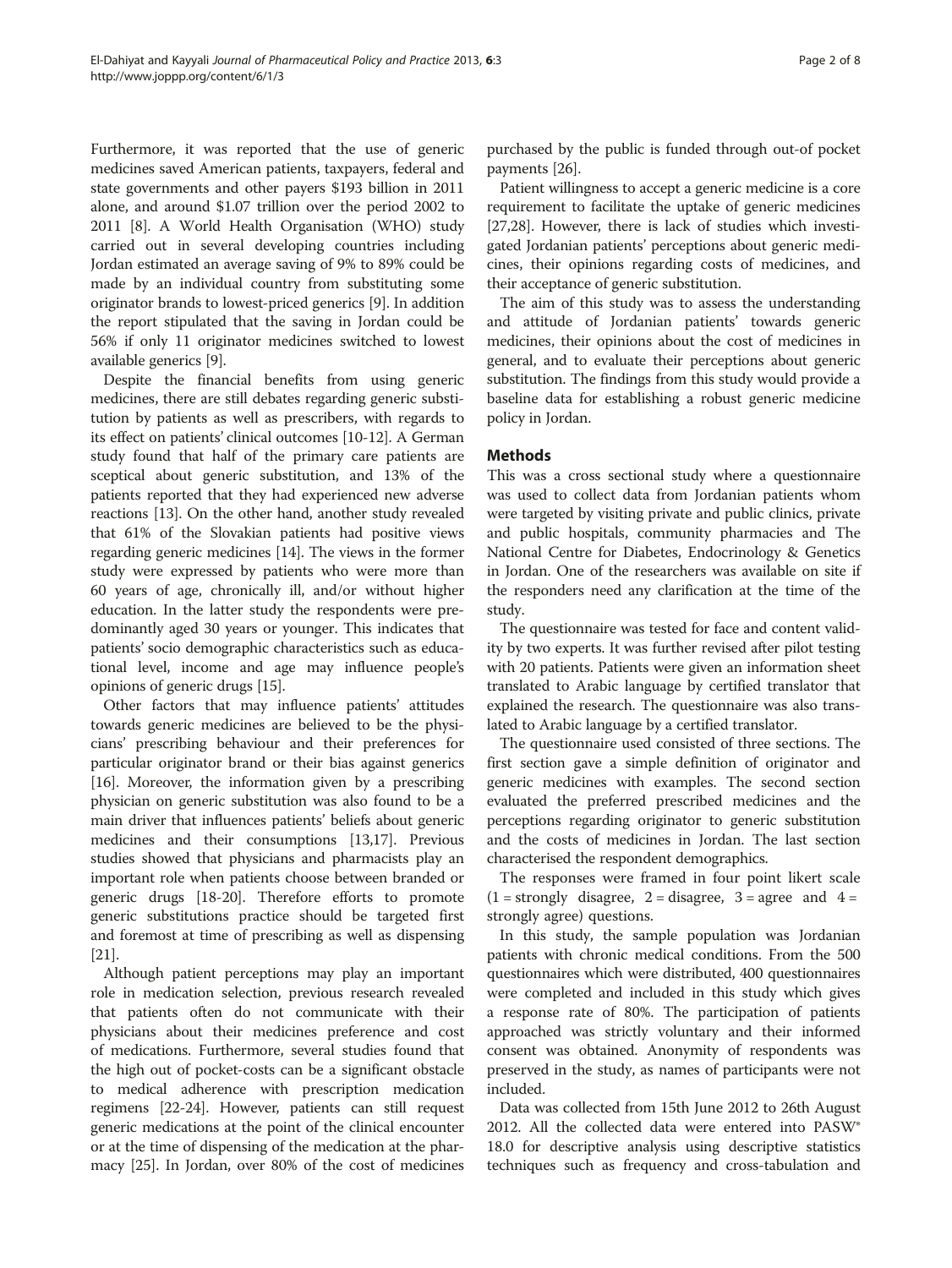Furthermore, it was reported that the use of generic medicines saved American patients, taxpayers, federal and state governments and other payers $193 billion in 2011 alone, and around $1.07 trillion over the period 2002 to 2011 [8]. A World Health Organisation (WHO) study carried out in several developing countries including Jordan estimated an average saving of 9% to 89% could be made by an individual country from substituting some originator brands to lowest-priced generics [9]. In addition the report stipulated that the saving in Jordan could be 56% if only 11 originator medicines switched to lowest available generics [9].

Despite the financial benefits from using generic medicines, there are still debates regarding generic substitution by patients as well as prescribers, with regards to its effect on patients' clinical outcomes [10-12]. A German study found that half of the primary care patients are sceptical about generic substitution, and 13% of the patients reported that they had experienced new adverse reactions [13]. On the other hand, another study revealed that 61% of the Slovakian patients had positive views regarding generic medicines [14]. The views in the former study were expressed by patients who were more than 60 years of age, chronically ill, and/or without higher education. In the latter study the respondents were predominantly aged 30 years or younger. This indicates that patients' socio demographic characteristics such as educational level, income and age may influence people's opinions of generic drugs [15].

Other factors that may influence patients' attitudes towards generic medicines are believed to be the physicians' prescribing behaviour and their preferences for particular originator brand or their bias against generics [16]. Moreover, the information given by a prescribing physician on generic substitution was also found to be a main driver that influences patients' beliefs about generic medicines and their consumptions [13,17]. Previous studies showed that physicians and pharmacists play an important role when patients choose between branded or generic drugs [18-20]. Therefore efforts to promote generic substitutions practice should be targeted first and foremost at time of prescribing as well as dispensing [21].

Although patient perceptions may play an important role in medication selection, previous research revealed that patients often do not communicate with their physicians about their medicines preference and cost of medications. Furthermore, several studies found that the high out of pocket-costs can be a significant obstacle to medical adherence with prescription medication regimens [22-24]. However, patients can still request generic medications at the point of the clinical encounter or at the time of dispensing of the medication at the pharmacy [25]. In Jordan, over 80% of the cost of medicines purchased by the public is funded through out-of pocket payments [26].

Patient willingness to accept a generic medicine is a core requirement to facilitate the uptake of generic medicines [27,28]. However, there is lack of studies which investigated Jordanian patients' perceptions about generic medicines, their opinions regarding costs of medicines, and their acceptance of generic substitution.

The aim of this study was to assess the understanding and attitude of Jordanian patients' towards generic medicines, their opinions about the cost of medicines in general, and to evaluate their perceptions about generic substitution. The findings from this study would provide a baseline data for establishing a robust generic medicine policy in Jordan.

## Methods

This was a cross sectional study where a questionnaire was used to collect data from Jordanian patients whom were targeted by visiting private and public clinics, private and public hospitals, community pharmacies and The National Centre for Diabetes, Endocrinology & Genetics in Jordan. One of the researchers was available on site if the responders need any clarification at the time of the study.

The questionnaire was tested for face and content validity by two experts. It was further revised after pilot testing with 20 patients. Patients were given an information sheet translated to Arabic language by certified translator that explained the research. The questionnaire was also translated to Arabic language by a certified translator.

The questionnaire used consisted of three sections. The first section gave a simple definition of originator and generic medicines with examples. The second section evaluated the preferred prescribed medicines and the perceptions regarding originator to generic substitution and the costs of medicines in Jordan. The last section characterised the respondent demographics.

The responses were framed in four point likert scale (1 = strongly disagree, 2 = disagree, 3 = agree and 4 = strongly agree) questions.

In this study, the sample population was Jordanian patients with chronic medical conditions. From the 500 questionnaires which were distributed, 400 questionnaires were completed and included in this study which gives a response rate of 80%. The participation of patients approached was strictly voluntary and their informed consent was obtained. Anonymity of respondents was preserved in the study, as names of participants were not included.

Data was collected from 15th June 2012 to 26th August 2012. All the collected data were entered into PASW® 18.0 for descriptive analysis using descriptive statistics techniques such as frequency and cross-tabulation and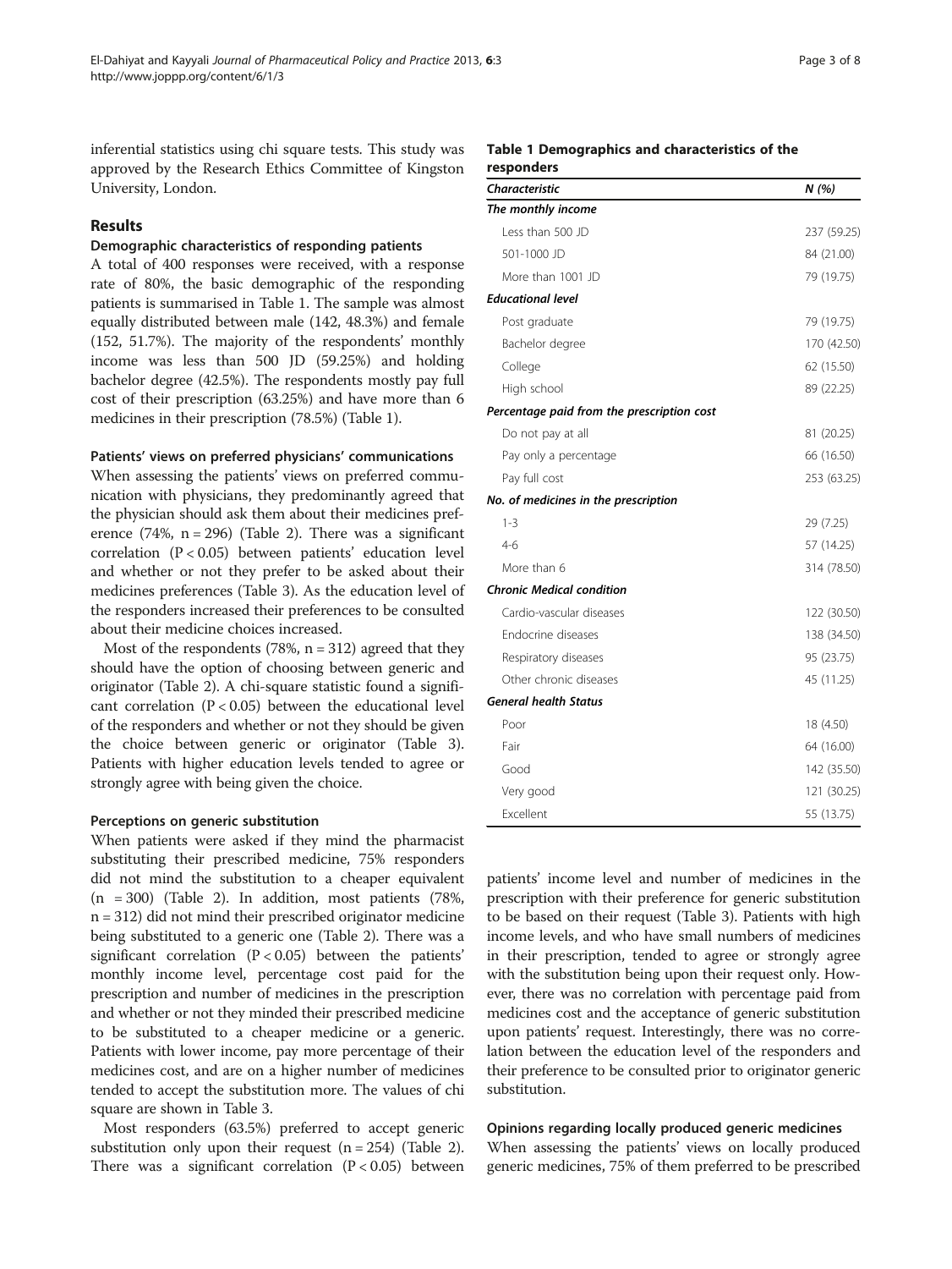inferential statistics using chi square tests. This study was approved by the Research Ethics Committee of Kingston University, London.

## Results

### Demographic characteristics of responding patients

A total of 400 responses were received, with a response rate of 80%, the basic demographic of the responding patients is summarised in Table 1. The sample was almost equally distributed between male (142, 48.3%) and female (152, 51.7%). The majority of the respondents' monthly income was less than 500 JD (59.25%) and holding bachelor degree (42.5%). The respondents mostly pay full cost of their prescription (63.25%) and have more than 6 medicines in their prescription (78.5%) (Table 1).

### Patients' views on preferred physicians' communications

When assessing the patients' views on preferred communication with physicians, they predominantly agreed that the physician should ask them about their medicines preference (74%, n = 296) (Table 2). There was a significant correlation ($P < 0.05$) between patients' education level and whether or not they prefer to be asked about their medicines preferences (Table 3). As the education level of the responders increased their preferences to be consulted about their medicine choices increased.

Most of the respondents (78%, n = 312) agreed that they should have the option of choosing between generic and originator (Table 2). A chi-square statistic found a significant correlation ($P < 0.05$) between the educational level of the responders and whether or not they should be given the choice between generic or originator (Table 3). Patients with higher education levels tended to agree or strongly agree with being given the choice.

### Perceptions on generic substitution

When patients were asked if they mind the pharmacist substituting their prescribed medicine, 75% responders did not mind the substitution to a cheaper equivalent (n = 300) (Table 2). In addition, most patients (78%, n = 312) did not mind their prescribed originator medicine being substituted to a generic one (Table 2). There was a significant correlation ($P < 0.05$) between the patients' monthly income level, percentage cost paid for the prescription and number of medicines in the prescription and whether or not they minded their prescribed medicine to be substituted to a cheaper medicine or a generic. Patients with lower income, pay more percentage of their medicines cost, and are on a higher number of medicines tended to accept the substitution more. The values of chi square are shown in Table 3.

Most responders (63.5%) preferred to accept generic substitution only upon their request (n = 254) (Table 2). There was a significant correlation ($P < 0.05$) between patients' income level and number of medicines in the prescription with their preference for generic substitution to be based on their request (Table 3). Patients with high income levels, and who have small numbers of medicines in their prescription, tended to agree or strongly agree with the substitution being upon their request only. However, there was no correlation with percentage paid from medicines cost and the acceptance of generic substitution upon patients' request. Interestingly, there was no correlation between the education level of the responders and their preference to be consulted prior to originator generic substitution.

### Opinions regarding locally produced generic medicines

When assessing the patients' views on locally produced generic medicines, 75% of them preferred to be prescribed

**Table 1 Demographics and characteristics of the responders**

| *Characteristic* | *N (%)* |
|---|---|
| ***The monthly income*** | |
| Less than 500 JD | 237 (59.25) |
| 501-1000 JD | 84 (21.00) |
| More than 1001 JD | 79 (19.75) |
| ***Educational level*** | |
| Post graduate | 79 (19.75) |
| Bachelor degree | 170 (42.50) |
| College | 62 (15.50) |
| High school | 89 (22.25) |
| ***Percentage paid from the prescription cost*** | |
| Do not pay at all | 81 (20.25) |
| Pay only a percentage | 66 (16.50) |
| Pay full cost | 253 (63.25) |
| ***No. of medicines in the prescription*** | |
| 1-3 | 29 (7.25) |
| 4-6 | 57 (14.25) |
| More than 6 | 314 (78.50) |
| ***Chronic Medical condition*** | |
| Cardio-vascular diseases | 122 (30.50) |
| Endocrine diseases | 138 (34.50) |
| Respiratory diseases | 95 (23.75) |
| Other chronic diseases | 45 (11.25) |
| ***General health Status*** | |
| Poor | 18 (4.50) |
| Fair | 64 (16.00) |
| Good | 142 (35.50) |
| Very good | 121 (30.25) |
| Excellent | 55 (13.75) |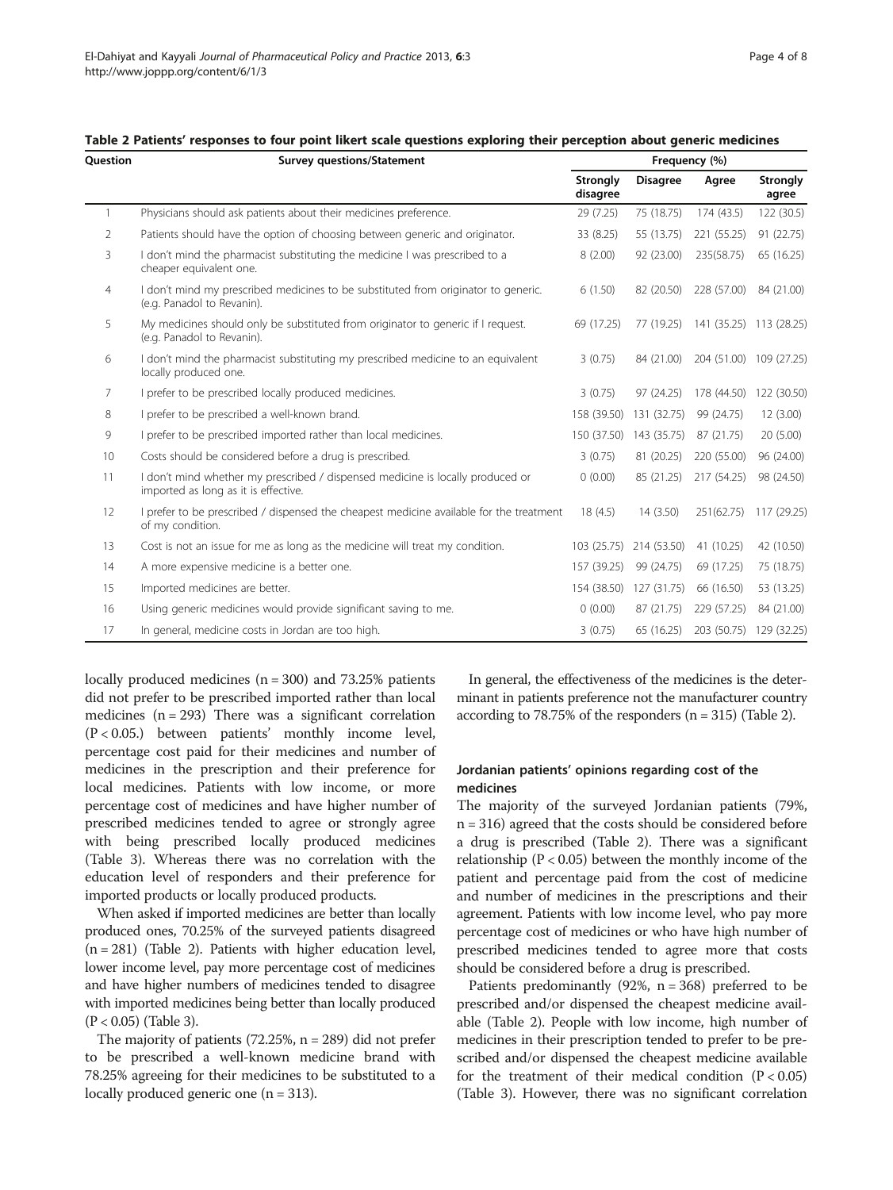**Table 2 Patients' responses to four point likert scale questions exploring their perception about generic medicines**

| Question | Survey questions/Statement | Frequency (%) | | | |
|---|---|---|---|---|---|
| | | Strongly disagree | Disagree | Agree | Strongly agree |
| 1 | Physicians should ask patients about their medicines preference. | 29 (7.25) | 75 (18.75) | 174 (43.5) | 122 (30.5) |
| 2 | Patients should have the option of choosing between generic and originator. | 33 (8.25) | 55 (13.75) | 221 (55.25) | 91 (22.75) |
| 3 | I don't mind the pharmacist substituting the medicine I was prescribed to a cheaper equivalent one. | 8 (2.00) | 92 (23.00) | 235(58.75) | 65 (16.25) |
| 4 | I don't mind my prescribed medicines to be substituted from originator to generic. (e.g. Panadol to Revanin). | 6 (1.50) | 82 (20.50) | 228 (57.00) | 84 (21.00) |
| 5 | My medicines should only be substituted from originator to generic if I request. (e.g. Panadol to Revanin). | 69 (17.25) | 77 (19.25) | 141 (35.25) | 113 (28.25) |
| 6 | I don't mind the pharmacist substituting my prescribed medicine to an equivalent locally produced one. | 3 (0.75) | 84 (21.00) | 204 (51.00) | 109 (27.25) |
| 7 | I prefer to be prescribed locally produced medicines. | 3 (0.75) | 97 (24.25) | 178 (44.50) | 122 (30.50) |
| 8 | I prefer to be prescribed a well-known brand. | 158 (39.50) | 131 (32.75) | 99 (24.75) | 12 (3.00) |
| 9 | I prefer to be prescribed imported rather than local medicines. | 150 (37.50) | 143 (35.75) | 87 (21.75) | 20 (5.00) |
| 10 | Costs should be considered before a drug is prescribed. | 3 (0.75) | 81 (20.25) | 220 (55.00) | 96 (24.00) |
| 11 | I don't mind whether my prescribed / dispensed medicine is locally produced or imported as long as it is effective. | 0 (0.00) | 85 (21.25) | 217 (54.25) | 98 (24.50) |
| 12 | I prefer to be prescribed / dispensed the cheapest medicine available for the treatment of my condition. | 18 (4.5) | 14 (3.50) | 251(62.75) | 117 (29.25) |
| 13 | Cost is not an issue for me as long as the medicine will treat my condition. | 103 (25.75) | 214 (53.50) | 41 (10.25) | 42 (10.50) |
| 14 | A more expensive medicine is a better one. | 157 (39.25) | 99 (24.75) | 69 (17.25) | 75 (18.75) |
| 15 | Imported medicines are better. | 154 (38.50) | 127 (31.75) | 66 (16.50) | 53 (13.25) |
| 16 | Using generic medicines would provide significant saving to me. | 0 (0.00) | 87 (21.75) | 229 (57.25) | 84 (21.00) |
| 17 | In general, medicine costs in Jordan are too high. | 3 (0.75) | 65 (16.25) | 203 (50.75) | 129 (32.25) |

locally produced medicines (n = 300) and 73.25% patients did not prefer to be prescribed imported rather than local medicines (n = 293) There was a significant correlation ($P < 0.05$.) between patients' monthly income level, percentage cost paid for their medicines and number of medicines in the prescription and their preference for local medicines. Patients with low income, or more percentage cost of medicines and have higher number of prescribed medicines tended to agree or strongly agree with being prescribed locally produced medicines (Table 3). Whereas there was no correlation with the education level of responders and their preference for imported products or locally produced products.

When asked if imported medicines are better than locally produced ones, 70.25% of the surveyed patients disagreed (n = 281) (Table 2). Patients with higher education level, lower income level, pay more percentage cost of medicines and have higher numbers of medicines tended to disagree with imported medicines being better than locally produced ($P < 0.05$) (Table 3).

The majority of patients (72.25%, n = 289) did not prefer to be prescribed a well-known medicine brand with 78.25% agreeing for their medicines to be substituted to a locally produced generic one (n = 313).

In general, the effectiveness of the medicines is the determinant in patients preference not the manufacturer country according to 78.75% of the responders (n = 315) (Table 2).

### Jordanian patients' opinions regarding cost of the medicines

The majority of the surveyed Jordanian patients (79%, n = 316) agreed that the costs should be considered before a drug is prescribed (Table 2). There was a significant relationship ($P < 0.05$) between the monthly income of the patient and percentage paid from the cost of medicine and number of medicines in the prescriptions and their agreement. Patients with low income level, who pay more percentage cost of medicines or who have high number of prescribed medicines tended to agree more that costs should be considered before a drug is prescribed.

Patients predominantly (92%, n = 368) preferred to be prescribed and/or dispensed the cheapest medicine available (Table 2). People with low income, high number of medicines in their prescription tended to prefer to be prescribed and/or dispensed the cheapest medicine available for the treatment of their medical condition ($P < 0.05$) (Table 3). However, there was no significant correlation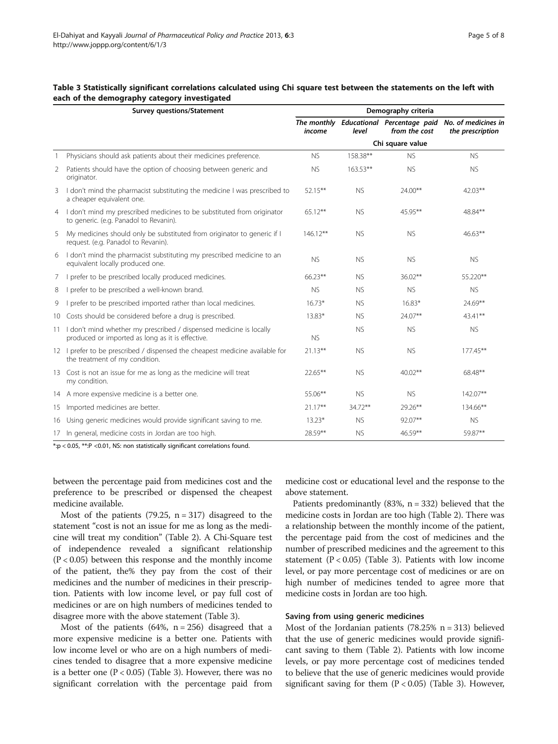**Table 3 Statistically significant correlations calculated using Chi square test between the statements on the left with each of the demography category investigated**

| | Survey questions/Statement | Demography criteria | | | |
|---|---|---|---|---|---|
| | | *The monthly income* | *Educational level* | *Percentage paid from the cost* | *No. of medicines in the prescription* |
| | | Chi square value | | | |
| 1 | Physicians should ask patients about their medicines preference. | NS | 158.38** | NS | NS |
| 2 | Patients should have the option of choosing between generic and originator. | NS | 163.53** | NS | NS |
| 3 | I don't mind the pharmacist substituting the medicine I was prescribed to a cheaper equivalent one. | 52.15** | NS | 24.00** | 42.03** |
| 4 | I don't mind my prescribed medicines to be substituted from originator to generic. (e.g. Panadol to Revanin). | 65.12** | NS | 45.95** | 48.84** |
| 5 | My medicines should only be substituted from originator to generic if I request. (e.g. Panadol to Revanin). | 146.12** | NS | NS | 46.63** |
| 6 | I don't mind the pharmacist substituting my prescribed medicine to an equivalent locally produced one. | NS | NS | NS | NS |
| 7 | I prefer to be prescribed locally produced medicines. | 66.23** | NS | 36.02** | 55.220** |
| 8 | I prefer to be prescribed a well-known brand. | NS | NS | NS | NS |
| 9 | I prefer to be prescribed imported rather than local medicines. | 16.73* | NS | 16.83* | 24.69** |
| 10 | Costs should be considered before a drug is prescribed. | 13.83* | NS | 24.07** | 43.41** |
| 11 | I don't mind whether my prescribed / dispensed medicine is locally produced or imported as long as it is effective. | NS | NS | NS | NS |
| 12 | I prefer to be prescribed / dispensed the cheapest medicine available for the treatment of my condition. | 21.13** | NS | NS | 177.45** |
| 13 | Cost is not an issue for me as long as the medicine will treat my condition. | 22.65** | NS | 40.02** | 68.48** |
| 14 | A more expensive medicine is a better one. | 55.06** | NS | NS | 142.07** |
| 15 | Imported medicines are better. | 21.17** | 34.72** | 29.26** | 134.66** |
| 16 | Using generic medicines would provide significant saving to me. | 13.23* | NS | 92.07** | NS |
| 17 | In general, medicine costs in Jordan are too high. | 28.59** | NS | 46.59** | 59.87** |

*:p < 0.05, **:P <0.01, NS: non statistically significant correlations found.

between the percentage paid from medicines cost and the preference to be prescribed or dispensed the cheapest medicine available.

Most of the patients (79.25, n = 317) disagreed to the statement "cost is not an issue for me as long as the medicine will treat my condition" (Table 2). A Chi-Square test of independence revealed a significant relationship ($P < 0.05$) between this response and the monthly income of the patient, the% they pay from the cost of their medicines and the number of medicines in their prescription. Patients with low income level, or pay full cost of medicines or are on high numbers of medicines tended to disagree more with the above statement (Table 3).

Most of the patients (64%, n = 256) disagreed that a more expensive medicine is a better one. Patients with low income level or who are on a high numbers of medicines tended to disagree that a more expensive medicine is a better one ($P < 0.05$) (Table 3). However, there was no significant correlation with the percentage paid from medicine cost or educational level and the response to the above statement.

Patients predominantly (83%, n = 332) believed that the medicine costs in Jordan are too high (Table 2). There was a relationship between the monthly income of the patient, the percentage paid from the cost of medicines and the number of prescribed medicines and the agreement to this statement ($P < 0.05$) (Table 3). Patients with low income level, or pay more percentage cost of medicines or are on high number of medicines tended to agree more that medicine costs in Jordan are too high.

#### Saving from using generic medicines

Most of the Jordanian patients (78.25% n = 313) believed that the use of generic medicines would provide significant saving to them (Table 2). Patients with low income levels, or pay more percentage cost of medicines tended to believe that the use of generic medicines would provide significant saving for them ($P < 0.05$) (Table 3). However,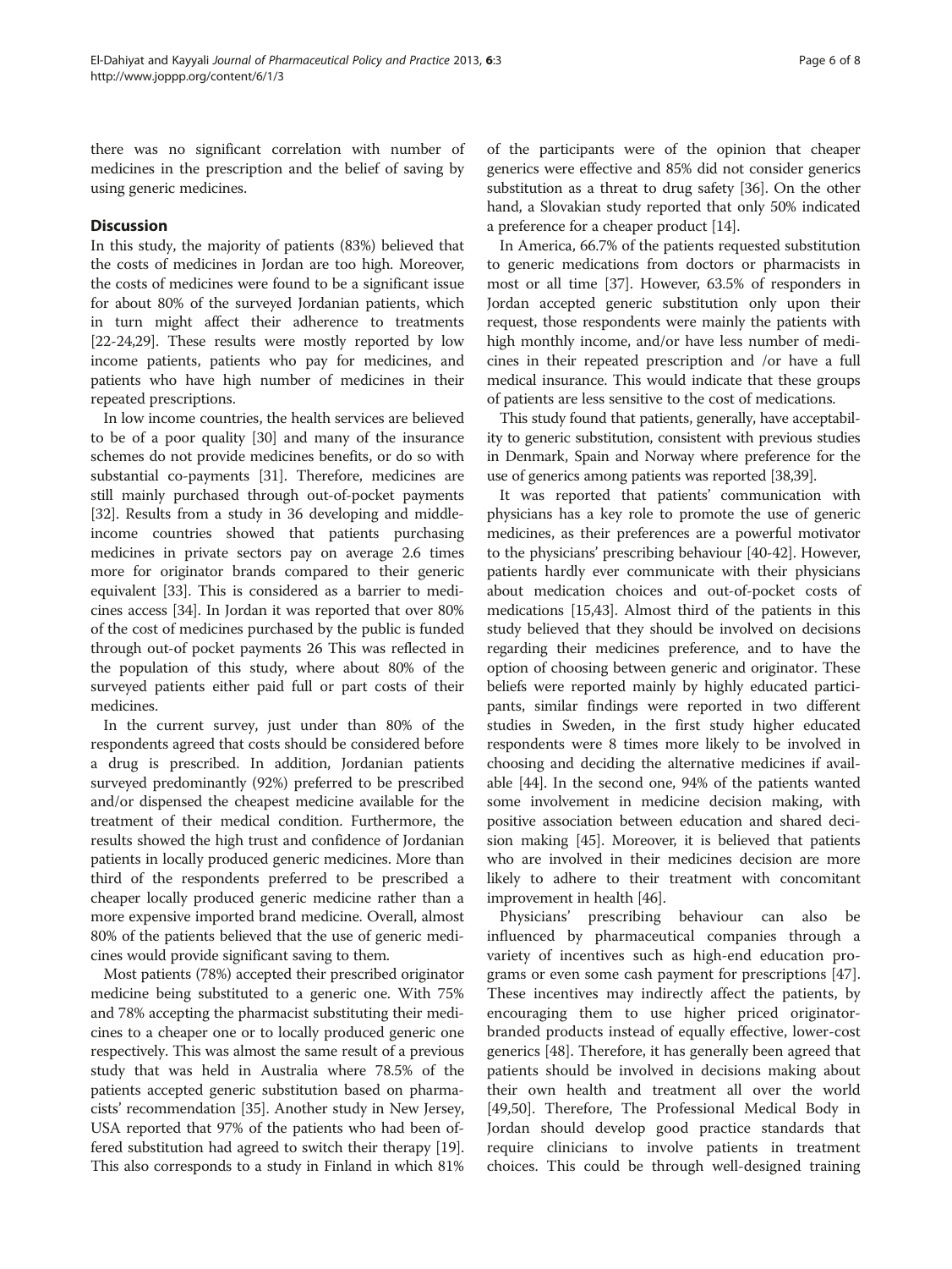there was no significant correlation with number of medicines in the prescription and the belief of saving by using generic medicines.

## Discussion

In this study, the majority of patients (83%) believed that the costs of medicines in Jordan are too high. Moreover, the costs of medicines were found to be a significant issue for about 80% of the surveyed Jordanian patients, which in turn might affect their adherence to treatments [22-24,29]. These results were mostly reported by low income patients, patients who pay for medicines, and patients who have high number of medicines in their repeated prescriptions.

In low income countries, the health services are believed to be of a poor quality [30] and many of the insurance schemes do not provide medicines benefits, or do so with substantial co-payments [31]. Therefore, medicines are still mainly purchased through out-of-pocket payments [32]. Results from a study in 36 developing and middle-income countries showed that patients purchasing medicines in private sectors pay on average 2.6 times more for originator brands compared to their generic equivalent [33]. This is considered as a barrier to medicines access [34]. In Jordan it was reported that over 80% of the cost of medicines purchased by the public is funded through out-of pocket payments 26 This was reflected in the population of this study, where about 80% of the surveyed patients either paid full or part costs of their medicines.

In the current survey, just under than 80% of the respondents agreed that costs should be considered before a drug is prescribed. In addition, Jordanian patients surveyed predominantly (92%) preferred to be prescribed and/or dispensed the cheapest medicine available for the treatment of their medical condition. Furthermore, the results showed the high trust and confidence of Jordanian patients in locally produced generic medicines. More than third of the respondents preferred to be prescribed a cheaper locally produced generic medicine rather than a more expensive imported brand medicine. Overall, almost 80% of the patients believed that the use of generic medicines would provide significant saving to them.

Most patients (78%) accepted their prescribed originator medicine being substituted to a generic one. With 75% and 78% accepting the pharmacist substituting their medicines to a cheaper one or to locally produced generic one respectively. This was almost the same result of a previous study that was held in Australia where 78.5% of the patients accepted generic substitution based on pharmacists' recommendation [35]. Another study in New Jersey, USA reported that 97% of the patients who had been offered substitution had agreed to switch their therapy [19]. This also corresponds to a study in Finland in which 81% of the participants were of the opinion that cheaper generics were effective and 85% did not consider generics substitution as a threat to drug safety [36]. On the other hand, a Slovakian study reported that only 50% indicated a preference for a cheaper product [14].

In America, 66.7% of the patients requested substitution to generic medications from doctors or pharmacists in most or all time [37]. However, 63.5% of responders in Jordan accepted generic substitution only upon their request, those respondents were mainly the patients with high monthly income, and/or have less number of medicines in their repeated prescription and /or have a full medical insurance. This would indicate that these groups of patients are less sensitive to the cost of medications.

This study found that patients, generally, have acceptability to generic substitution, consistent with previous studies in Denmark, Spain and Norway where preference for the use of generics among patients was reported [38,39].

It was reported that patients' communication with physicians has a key role to promote the use of generic medicines, as their preferences are a powerful motivator to the physicians' prescribing behaviour [40-42]. However, patients hardly ever communicate with their physicians about medication choices and out-of-pocket costs of medications [15,43]. Almost third of the patients in this study believed that they should be involved on decisions regarding their medicines preference, and to have the option of choosing between generic and originator. These beliefs were reported mainly by highly educated participants, similar findings were reported in two different studies in Sweden, in the first study higher educated respondents were 8 times more likely to be involved in choosing and deciding the alternative medicines if available [44]. In the second one, 94% of the patients wanted some involvement in medicine decision making, with positive association between education and shared decision making [45]. Moreover, it is believed that patients who are involved in their medicines decision are more likely to adhere to their treatment with concomitant improvement in health [46].

Physicians' prescribing behaviour can also be influenced by pharmaceutical companies through a variety of incentives such as high-end education programs or even some cash payment for prescriptions [47]. These incentives may indirectly affect the patients, by encouraging them to use higher priced originator-branded products instead of equally effective, lower-cost generics [48]. Therefore, it has generally been agreed that patients should be involved in decisions making about their own health and treatment all over the world [49,50]. Therefore, The Professional Medical Body in Jordan should develop good practice standards that require clinicians to involve patients in treatment choices. This could be through well-designed training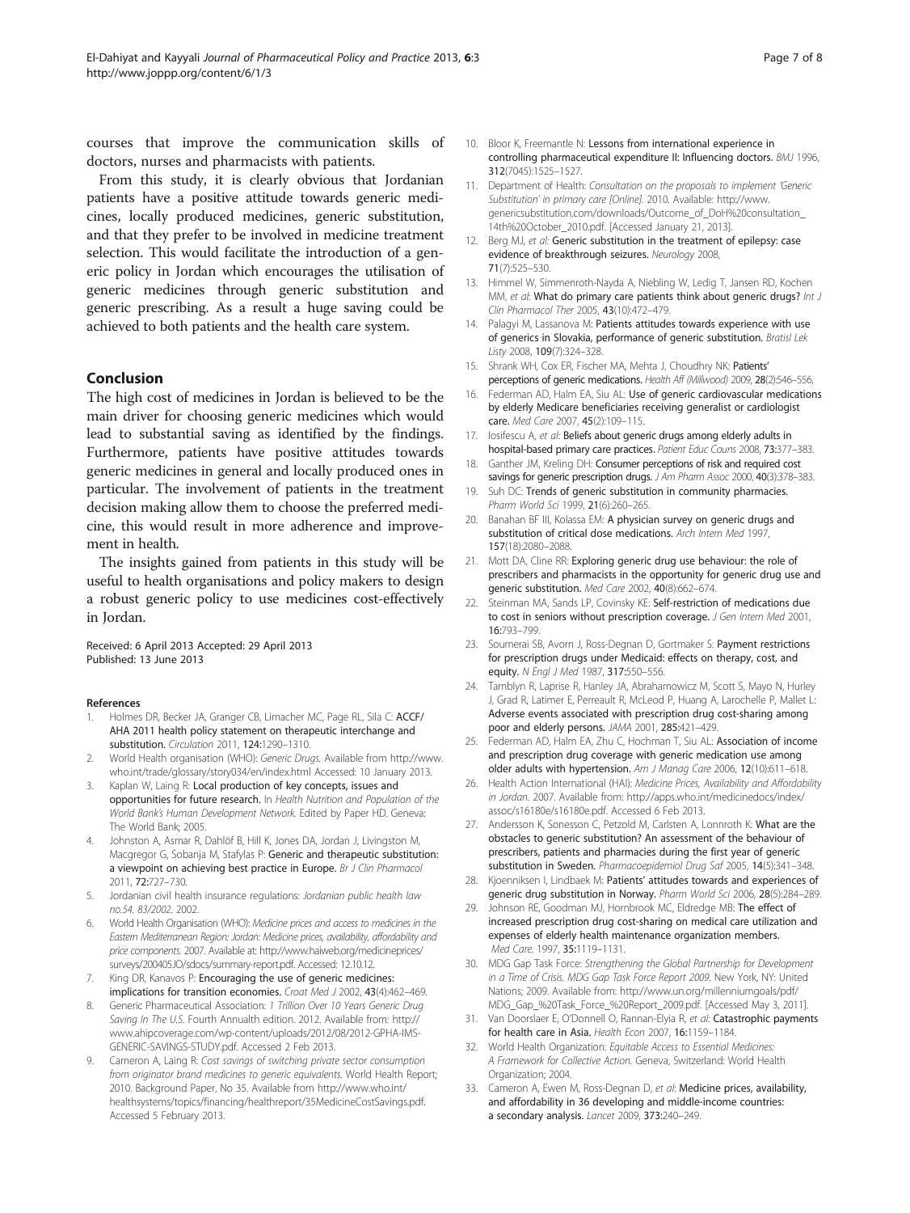courses that improve the communication skills of doctors, nurses and pharmacists with patients.

From this study, it is clearly obvious that Jordanian patients have a positive attitude towards generic medicines, locally produced medicines, generic substitution, and that they prefer to be involved in medicine treatment selection. This would facilitate the introduction of a generic policy in Jordan which encourages the utilisation of generic medicines through generic substitution and generic prescribing. As a result a huge saving could be achieved to both patients and the health care system.

## Conclusion

The high cost of medicines in Jordan is believed to be the main driver for choosing generic medicines which would lead to substantial saving as identified by the findings. Furthermore, patients have positive attitudes towards generic medicines in general and locally produced ones in particular. The involvement of patients in the treatment decision making allow them to choose the preferred medicine, this would result in more adherence and improvement in health.

The insights gained from patients in this study will be useful to health organisations and policy makers to design a robust generic policy to use medicines cost-effectively in Jordan.

Received: 6 April 2013 Accepted: 29 April 2013
Published: 13 June 2013

### References

1. Holmes DR, Becker JA, Granger CB, Limacher MC, Page RL, Sila C: **ACCF/AHA 2011 health policy statement on therapeutic interchange and substitution.** *Circulation* 2011, **124:**1290–1310.
2. World Health organisation (WHO): *Generic Drugs.* Available from http://www.who.int/trade/glossary/story034/en/index.html Accessed: 10 January 2013.
3. Kaplan W, Laing R: **Local production of key concepts, issues and opportunities for future research.** In *Health Nutrition and Population of the World Bank's Human Development Network.* Edited by Paper HD. Geneva: The World Bank; 2005.
4. Johnston A, Asmar R, Dahlöf B, Hill K, Jones DA, Jordan J, Livingston M, Macgregor G, Sobanja M, Stafylas P: **Generic and therapeutic substitution: a viewpoint on achieving best practice in Europe.** *Br J Clin Pharmacol* 2011, **72:**727–730.
5. Jordanian civil health insurance regulations: *Jordanian public health law no.54. 83/2002.* 2002.
6. World Health Organisation (WHO): *Medicine prices and access to medicines in the Eastern Mediterranean Region: Jordan: Medicine prices, availability, affordability and price components.* 2007. Available at: http://www.haiweb.org/medicineprices/surveys/200405JO/sdocs/summary-report.pdf. Accessed: 12.10.12.
7. King DR, Kanavos P: **Encouraging the use of generic medicines: implications for transition economies.** *Croat Med J* 2002, **43**(4):462–469.
8. Generic Pharmaceutical Association: *1 Trillion Over 10 Years Generic Drug Saving In The U.S.* Fourth Annualth edition. 2012. Available from: http://www.ahipcoverage.com/wp-content/uploads/2012/08/2012-GPHA-IMS-GENERIC-SAVINGS-STUDY.pdf. Accessed 2 Feb 2013.
9. Cameron A, Laing R: *Cost savings of switching private sector consumption from originator brand medicines to generic equivalents.* World Health Report; 2010. Background Paper, No 35. Available from http://www.who.int/healthsystems/topics/financing/healthreport/35MedicineCostSavings.pdf. Accessed 5 February 2013.
10. Bloor K, Freemantle N: **Lessons from international experience in controlling pharmaceutical expenditure II: Influencing doctors.** *BMJ* 1996, **312**(7045):1525–1527.
11. Department of Health: *Consultation on the proposals to implement 'Generic Substitution' in primary care [Online].* 2010. Available: http://www.genericsubstitution.com/downloads/Outcome_of_DoH%20consultation_14th%20October_2010.pdf. [Accessed January 21, 2013].
12. Berg MJ, *et al*: **Generic substitution in the treatment of epilepsy: case evidence of breakthrough seizures.** *Neurology* 2008, **71**(7):525–530.
13. Himmel W, Simmenroth-Nayda A, Niebling W, Ledig T, Jansen RD, Kochen MM, *et al*: **What do primary care patients think about generic drugs?** *Int J Clin Pharmacol Ther* 2005, **43**(10):472–479.
14. Palagyi M, Lassanova M: **Patients attitudes towards experience with use of generics in Slovakia, performance of generic substitution.** *Bratisl Lek Listy* 2008, **109**(7):324–328.
15. Shrank WH, Cox ER, Fischer MA, Mehta J, Choudhry NK: **Patients' perceptions of generic medications.** *Health Aff (Millwood)* 2009, **28**(2):546–556.
16. Federman AD, Halm EA, Siu AL: **Use of generic cardiovascular medications by elderly Medicare beneficiaries receiving generalist or cardiologist care.** *Med Care* 2007, **45**(2):109–115.
17. Iosifescu A, *et al*: **Beliefs about generic drugs among elderly adults in hospital-based primary care practices.** *Patient Educ Couns* 2008, **73:**377–383.
18. Ganther JM, Kreling DH: **Consumer perceptions of risk and required cost savings for generic prescription drugs.** *J Am Pharm Assoc* 2000, **40**(3):378–383.
19. Suh DC: **Trends of generic substitution in community pharmacies.** *Pharm World Sci* 1999, **21**(6):260–265.
20. Banahan BF III, Kolassa EM: **A physician survey on generic drugs and substitution of critical dose medications.** *Arch Intern Med* 1997, **157**(18):2080–2088.
21. Mott DA, Cline RR: **Exploring generic drug use behaviour: the role of prescribers and pharmacists in the opportunity for generic drug use and generic substitution.** *Med Care* 2002, **40**(8):662–674.
22. Steinman MA, Sands LP, Covinsky KE: **Self-restriction of medications due to cost in seniors without prescription coverage.** *J Gen Intern Med* 2001, **16:**793–799.
23. Soumerai SB, Avorn J, Ross-Degnan D, Gortmaker S: **Payment restrictions for prescription drugs under Medicaid: effects on therapy, cost, and equity.** *N Engl J Med* 1987, **317:**550–556.
24. Tamblyn R, Laprise R, Hanley JA, Abrahamowicz M, Scott S, Mayo N, Hurley J, Grad R, Latimer E, Perreault R, McLeod P, Huang A, Larochelle P, Mallet L: **Adverse events associated with prescription drug cost-sharing among poor and elderly persons.** *JAMA* 2001, **285:**421–429.
25. Federman AD, Halm EA, Zhu C, Hochman T, Siu AL: **Association of income and prescription drug coverage with generic medication use among older adults with hypertension.** *Am J Manag Care* 2006, **12**(10):611–618.
26. Health Action International (HAI): *Medicine Prices, Availability and Affordability in Jordan.* 2007. Available from: http://apps.who.int/medicinedocs/index/assoc/s16180e/s16180e.pdf. Accessed 6 Feb 2013.
27. Andersson K, Sonesson C, Petzold M, Carlsten A, Lonnroth K: **What are the obstacles to generic substitution? An assessment of the behaviour of prescribers, patients and pharmacies during the first year of generic substitution in Sweden.** *Pharmacoepidemiol Drug Saf* 2005, **14**(5):341–348.
28. Kjoenniksen I, Lindbaek M: **Patients' attitudes towards and experiences of generic drug substitution in Norway.** *Pharm World Sci* 2006, **28**(5):284–289.
29. Johnson RE, Goodman MJ, Hornbrook MC, Eldredge MB: **The effect of increased prescription drug cost-sharing on medical care utilization and expenses of elderly health maintenance organization members.** *Med Care.* 1997, **35:**1119–1131.
30. MDG Gap Task Force: *Strengthening the Global Partnership for Development in a Time of Crisis. MDG Gap Task Force Report 2009.* New York, NY: United Nations; 2009. Available from: http://www.un.org/millenniumgoals/pdf/MDG_Gap_%20Task_Force_%20Report_2009.pdf. [Accessed May 3, 2011].
31. Van Doorslaer E, O'Donnell O, Rannan-Eliya R, *et al*: **Catastrophic payments for health care in Asia.** *Health Econ* 2007, **16:**1159–1184.
32. World Health Organization: *Equitable Access to Essential Medicines: A Framework for Collective Action.* Geneva, Switzerland: World Health Organization; 2004.
33. Cameron A, Ewen M, Ross-Degnan D, *et al*: **Medicine prices, availability, and affordability in 36 developing and middle-income countries: a secondary analysis.** *Lancet* 2009, **373:**240–249.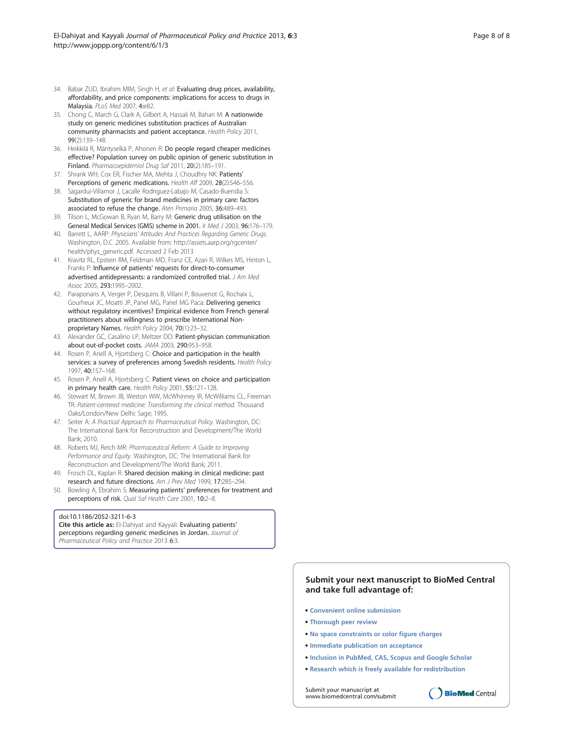34. Babar ZUD, Ibrahim MIM, Singh H, *et al*: **Evaluating drug prices, availability, affordability, and price components: implications for access to drugs in Malaysia.** *PLoS Med* 2007, **4**:e82.
35. Chong C, March G, Clark A, Gilbert A, Hassali M, Bahari M: **A nationwide study on generic medicines substitution practices of Australian community pharmacists and patient acceptance.** *Health Policy* 2011, **99**(2):139–148.
36. Heikkilä R, Mäntyselkä P, Ahonen R: **Do people regard cheaper medicines effective? Population survey on public opinion of generic substitution in Finland.** *Pharmacoepidemiol Drug Saf* 2011, **20**(2):185–191.
37. Shrank WH, Cox ER, Fischer MA, Mehta J, Choudhry NK: **Patients' Perceptions of generic medications.** *Health Aff* 2009, **28**(2):546–556.
38. Sagardui-Villamor J, Lacalle Rodriguez-Labajo M, Casado-Buendia S: **Substitution of generic for brand medicines in primary care: factors associated to refuse the change.** *Aten Primaria* 2005, **36**:489–493.
39. Tilson L, McGowan B, Ryan M, Barry M: **Generic drug utilisation on the General Medical Services (GMS) scheme in 2001.** *Ir Med J* 2003, **96**:176–179.
40. Barrett L, AARP: *Physicians' Attitudes And Practices Regarding Generic Drugs.* Washington, D.C .2005. Available from: http://assets.aarp.org/rgcenter/health/phys_generic.pdf. Accessed 2 Feb 2013
41. Kravitz RL, Epstein RM, Feldman MD, Franz CE, Azari R, Wilkes MS, Hinton L, Franks P: **Influence of patients' requests for direct-to-consumer advertised antidepressants: a randomized controlled trial.** *J Am Med Assoc* 2005, **293**:1995–2002.
42. Paraponaris A, Verger P, Desquins B, Villani P, Bouvenot G, Rochaix L, Gourheux JC, Moatti JP, Panel MG, Panel MG Paca: **Delivering generics without regulatory incentives? Empirical evidence from French general practitioners about willingness to prescribe International Non-proprietary Names.** *Health Policy* 2004, **70**(1):23–32.
43. Alexander GC, Casalino LP, Meltzer DO: **Patient-physician communication about out-of-pocket costs.** *JAMA* 2003, **290**:953–958.
44. Rosen P, Anell A, Hjortsberg C: **Choice and participation in the health services: a survey of preferences among Swedish residents.** *Health Policy* 1997, **40**:157–168.
45. Rosen P, Anell A, Hjortsberg C: **Patient views on choice and participation in primary health care.** *Health Policy* 2001, **55**:121–128.
46. Stewart M, Brown JB, Weston WW, McWhinney IR, McWilliams CL, Freeman TR: *Patient-centered medicine: Transforming the clinical method.* Thousand Oaks/London/New Delhi: Sage; 1995.
47. Seiter A: *A Practical Approach to Pharmaceutical Policy.* Washington, DC: The International Bank for Reconstruction and Development/The World Bank; 2010.
48. Roberts MJ, Reich MR: *Pharmaceutical Reform: A Guide to Improving Performance and Equity.* Washington, DC: The International Bank for Reconstruction and Development/The World Bank; 2011.
49. Frosch DL, Kaplan R: **Shared decision making in clinical medicine: past research and future directions.** *Am J Prev Med* 1999, **17**:285–294.
50. Bowling A, Ebrahim S: **Measuring patients' preferences for treatment and perceptions of risk.** *Qual Saf Health Care* 2001, **10**:2–8.

doi:10.1186/2052-3211-6-3
**Cite this article as:** El-Dahiyat and Kayyali: Evaluating patients' perceptions regarding generic medicines in Jordan. *Journal of Pharmaceutical Policy and Practice* 2013 **6**:3.

**Submit your next manuscript to BioMed Central and take full advantage of:**

- **Convenient online submission**
- **Thorough peer review**
- **No space constraints or color figure charges**
- **Immediate publication on acceptance**
- **Inclusion in PubMed, CAS, Scopus and Google Scholar**
- **Research which is freely available for redistribution**

Submit your manuscript at
www.biomedcentral.com/submit

BioMed Central